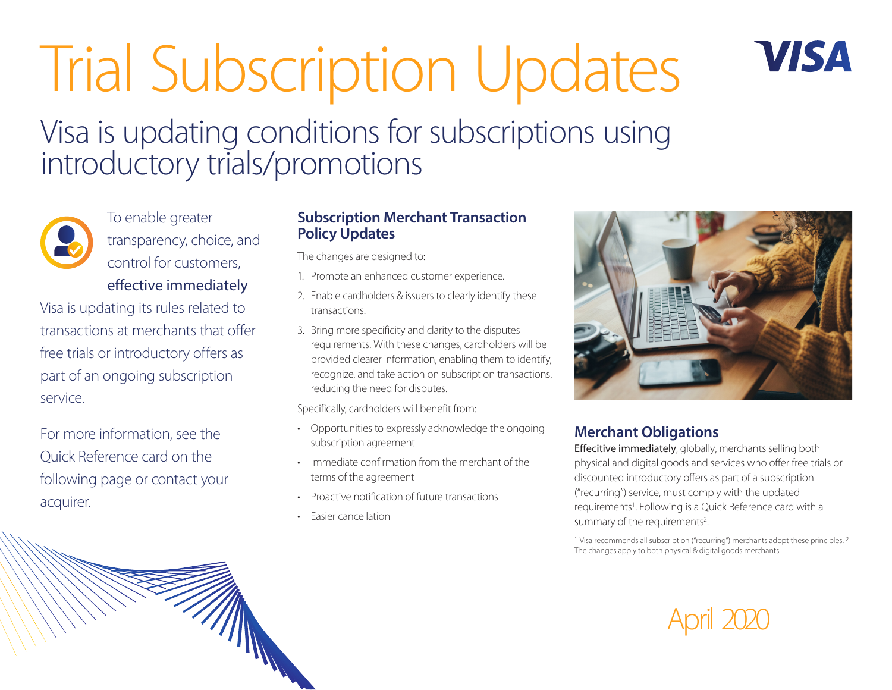# Trial Subscription Updates

## Visa is updating conditions for subscriptions using introductory trials/promotions

To enable greater transparency, choice, and control for customers, **effective immediately**

Visa is updating its rules related to transactions at merchants that offer free trials or introductory offers as part of an ongoing subscription service.

For more information, see the Quick Reference card on the following page or contact your acquirer.

### Subscription Merchant Transaction Policy Updates

The changes are designed to:

1. Promote an enhanced customer experience.
2. Enable cardholders & issuers to clearly identify these transactions.
3. Bring more specificity and clarity to the disputes requirements. With these changes, cardholders will be provided clearer information, enabling them to identify, recognize, and take action on subscription transactions, reducing the need for disputes.

Specifically, cardholders will benefit from:

- Opportunities to expressly acknowledge the ongoing subscription agreement
- Immediate confirmation from the merchant of the terms of the agreement
- Proactive notification of future transactions
- Easier cancellation

### Merchant Obligations

**Effecitive immediately**, globally, merchants selling both physical and digital goods and services who offer free trials or discounted introductory offers as part of a subscription ("recurring") service, must comply with the updated requirements[1]. Following is a Quick Reference card with a summary of the requirements[2].

[1] Visa recommends all subscription ("recurring") merchants adopt these principles. [2] The changes apply to both physical & digital goods merchants.

April 2020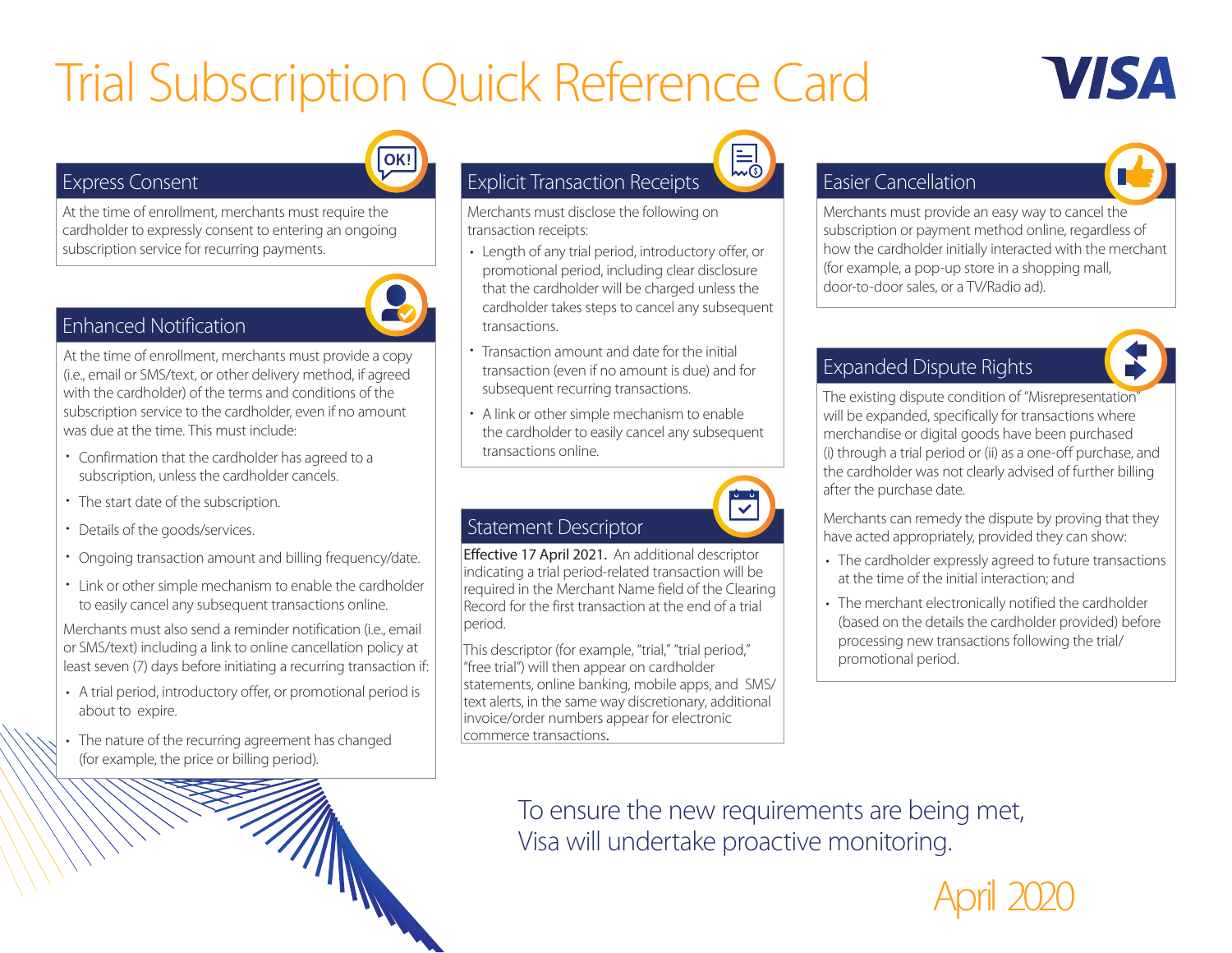# Trial Subscription Quick Reference Card

## Express Consent

At the time of enrollment, merchants must require the cardholder to expressly consent to entering an ongoing subscription service for recurring payments.

## Enhanced Notification

At the time of enrollment, merchants must provide a copy (i.e., email or SMS/text, or other delivery method, if agreed with the cardholder) of the terms and conditions of the subscription service to the cardholder, even if no amount was due at the time. This must include:

- Confirmation that the cardholder has agreed to a subscription, unless the cardholder cancels.
- The start date of the subscription.
- Details of the goods/services.
- Ongoing transaction amount and billing frequency/date.
- Link or other simple mechanism to enable the cardholder to easily cancel any subsequent transactions online.

Merchants must also send a reminder notification (i.e., email or SMS/text) including a link to online cancellation policy at least seven (7) days before initiating a recurring transaction if:

- A trial period, introductory offer, or promotional period is about to expire.
- The nature of the recurring agreement has changed (for example, the price or billing period).

## Explicit Transaction Receipts

Merchants must disclose the following on transaction receipts:

- Length of any trial period, introductory offer, or promotional period, including clear disclosure that the cardholder will be charged unless the cardholder takes steps to cancel any subsequent transactions.
- Transaction amount and date for the initial transaction (even if no amount is due) and for subsequent recurring transactions.
- A link or other simple mechanism to enable the cardholder to easily cancel any subsequent transactions online.

## Statement Descriptor

**Effective 17 April 2021.** An additional descriptor indicating a trial period-related transaction will be required in the Merchant Name field of the Clearing Record for the first transaction at the end of a trial period.

This descriptor (for example, "trial," "trial period," "free trial") will then appear on cardholder statements, online banking, mobile apps, and SMS/text alerts, in the same way discretionary, additional invoice/order numbers appear for electronic commerce transactions.

## Easier Cancellation

Merchants must provide an easy way to cancel the subscription or payment method online, regardless of how the cardholder initially interacted with the merchant (for example, a pop-up store in a shopping mall, door-to-door sales, or a TV/Radio ad).

## Expanded Dispute Rights

The existing dispute condition of "Misrepresentation" will be expanded, specifically for transactions where merchandise or digital goods have been purchased (i) through a trial period or (ii) as a one-off purchase, and the cardholder was not clearly advised of further billing after the purchase date.

Merchants can remedy the dispute by proving that they have acted appropriately, provided they can show:

- The cardholder expressly agreed to future transactions at the time of the initial interaction; and
- The merchant electronically notified the cardholder (based on the details the cardholder provided) before processing new transactions following the trial/promotional period.

To ensure the new requirements are being met, Visa will undertake proactive monitoring.

April 2020